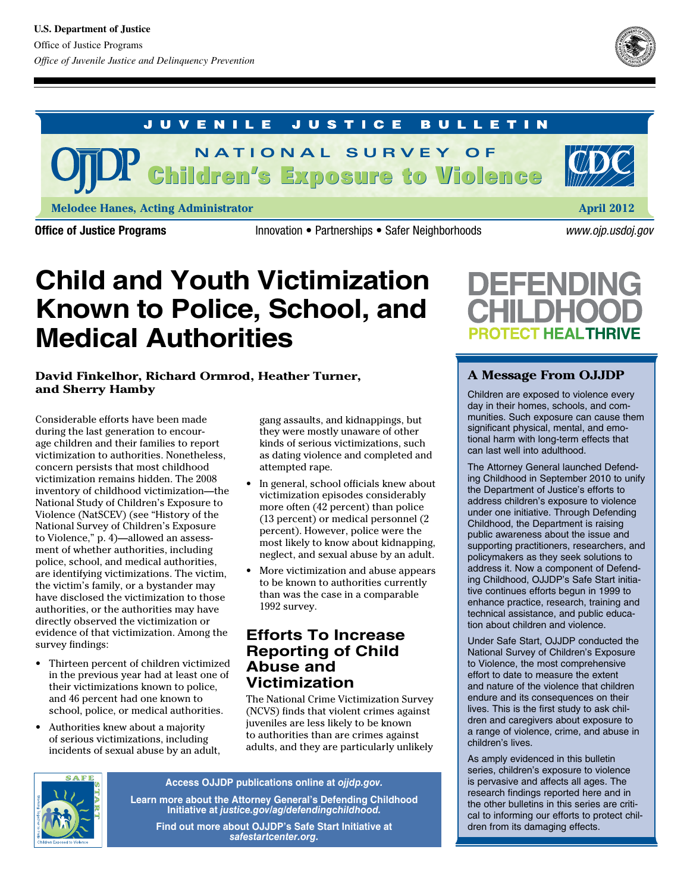U.S. Department of Justice
Office of Justice Programs
*Office of Juvenile Justice and Delinquency Prevention*

JUVENILE JUSTICE BULLETIN

NATIONAL SURVEY OF **Children's Exposure to Violence**

**Melodee Hanes, Acting Administrator** **April 2012**

**Office of Justice Programs** Innovation • Partnerships • Safer Neighborhoods *www.ojp.usdoj.gov*

# Child and Youth Victimization Known to Police, School, and Medical Authorities

DEFENDING CHILDHOOD
PROTECT HEAL THRIVE

**David Finkelhor, Richard Ormrod, Heather Turner, and Sherry Hamby**

Considerable efforts have been made during the last generation to encourage children and their families to report victimization to authorities. Nonetheless, concern persists that most childhood victimization remains hidden. The 2008 inventory of childhood victimization—the National Study of Children's Exposure to Violence (NatSCEV) (see "History of the National Survey of Children's Exposure to Violence," p. 4)—allowed an assessment of whether authorities, including police, school, and medical authorities, are identifying victimizations. The victim, the victim's family, or a bystander may have disclosed the victimization to those authorities, or the authorities may have directly observed the victimization or evidence of that victimization. Among the survey findings:

- Thirteen percent of children victimized in the previous year had at least one of their victimizations known to police, and 46 percent had one known to school, police, or medical authorities.
- Authorities knew about a majority of serious victimizations, including incidents of sexual abuse by an adult, gang assaults, and kidnappings, but they were mostly unaware of other kinds of serious victimizations, such as dating violence and completed and attempted rape.
- In general, school officials knew about victimization episodes considerably more often (42 percent) than police (13 percent) or medical personnel (2 percent). However, police were the most likely to know about kidnapping, neglect, and sexual abuse by an adult.
- More victimization and abuse appears to be known to authorities currently than was the case in a comparable 1992 survey.

## Efforts To Increase Reporting of Child Abuse and Victimization

The National Crime Victimization Survey (NCVS) finds that violent crimes against juveniles are less likely to be known to authorities than are crimes against adults, and they are particularly unlikely

### A Message From OJJDP

Children are exposed to violence every day in their homes, schools, and communities. Such exposure can cause them significant physical, mental, and emotional harm with long-term effects that can last well into adulthood.

The Attorney General launched Defending Childhood in September 2010 to unify the Department of Justice's efforts to address children's exposure to violence under one initiative. Through Defending Childhood, the Department is raising public awareness about the issue and supporting practitioners, researchers, and policymakers as they seek solutions to address it. Now a component of Defending Childhood, OJJDP's Safe Start initiative continues efforts begun in 1999 to enhance practice, research, training and technical assistance, and public education about children and violence.

Under Safe Start, OJJDP conducted the National Survey of Children's Exposure to Violence, the most comprehensive effort to date to measure the extent and nature of the violence that children endure and its consequences on their lives. This is the first study to ask children and caregivers about exposure to a range of violence, crime, and abuse in children's lives.

As amply evidenced in this bulletin series, children's exposure to violence is pervasive and affects all ages. The research findings reported here and in the other bulletins in this series are critical to informing our efforts to protect children from its damaging effects.

**Access OJJDP publications online at *ojjdp.gov*.**

**Learn more about the Attorney General's Defending Childhood Initiative at *justice.gov/ag/defendingchildhood*.**

**Find out more about OJJDP's Safe Start Initiative at *safestartcenter.org*.**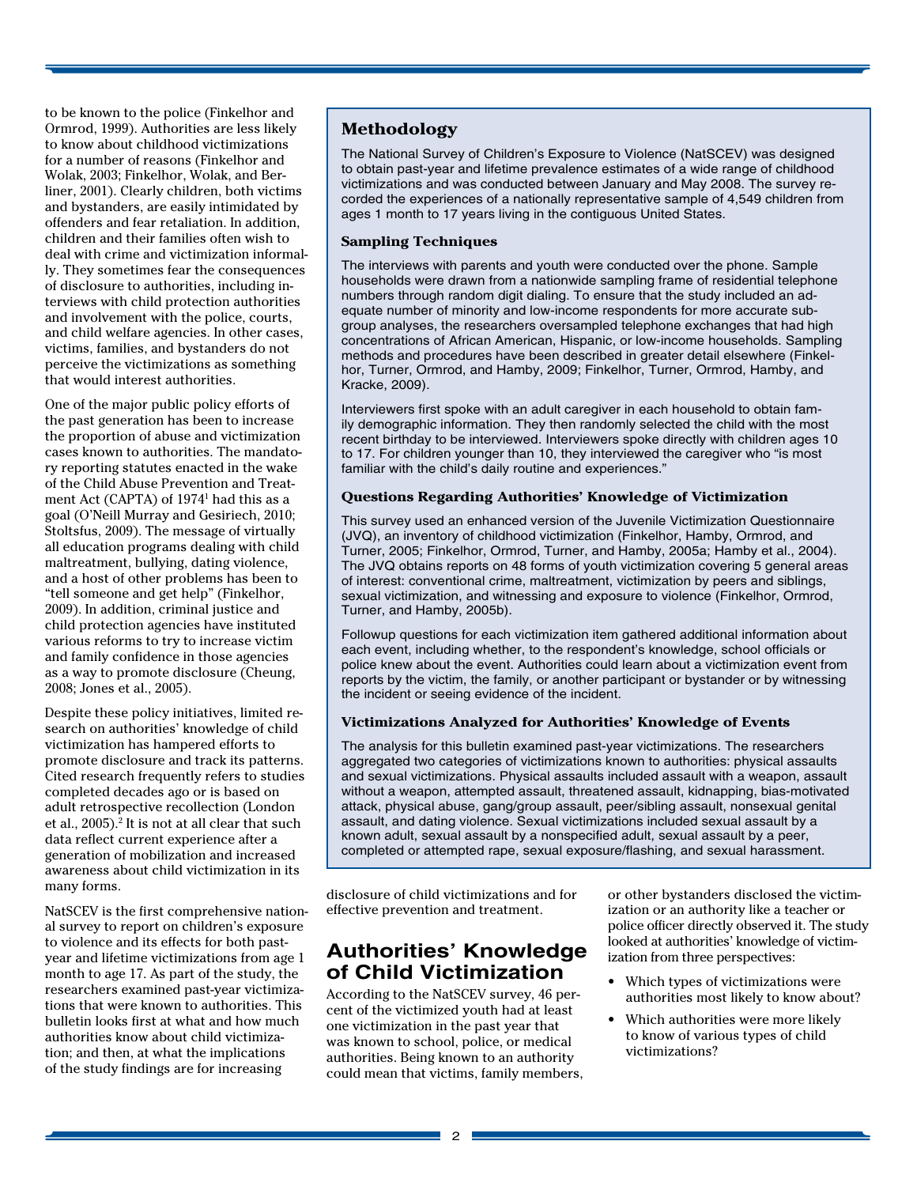to be known to the police (Finkelhor and Ormrod, 1999). Authorities are less likely to know about childhood victimizations for a number of reasons (Finkelhor and Wolak, 2003; Finkelhor, Wolak, and Berliner, 2001). Clearly children, both victims and bystanders, are easily intimidated by offenders and fear retaliation. In addition, children and their families often wish to deal with crime and victimization informally. They sometimes fear the consequences of disclosure to authorities, including interviews with child protection authorities and involvement with the police, courts, and child welfare agencies. In other cases, victims, families, and bystanders do not perceive the victimizations as something that would interest authorities.

One of the major public policy efforts of the past generation has been to increase the proportion of abuse and victimization cases known to authorities. The mandatory reporting statutes enacted in the wake of the Child Abuse Prevention and Treatment Act (CAPTA) of 1974[1] had this as a goal (O'Neill Murray and Gesiriech, 2010; Stoltsfus, 2009). The message of virtually all education programs dealing with child maltreatment, bullying, dating violence, and a host of other problems has been to "tell someone and get help" (Finkelhor, 2009). In addition, criminal justice and child protection agencies have instituted various reforms to try to increase victim and family confidence in those agencies as a way to promote disclosure (Cheung, 2008; Jones et al., 2005).

Despite these policy initiatives, limited research on authorities' knowledge of child victimization has hampered efforts to promote disclosure and track its patterns. Cited research frequently refers to studies completed decades ago or is based on adult retrospective recollection (London et al., 2005).[2] It is not at all clear that such data reflect current experience after a generation of mobilization and increased awareness about child victimization in its many forms.

NatSCEV is the first comprehensive national survey to report on children's exposure to violence and its effects for both past-year and lifetime victimizations from age 1 month to age 17. As part of the study, the researchers examined past-year victimizations that were known to authorities. This bulletin looks first at what and how much authorities know about child victimization; and then, at what the implications of the study findings are for increasing disclosure of child victimizations and for effective prevention and treatment.

## Methodology

The National Survey of Children's Exposure to Violence (NatSCEV) was designed to obtain past-year and lifetime prevalence estimates of a wide range of childhood victimizations and was conducted between January and May 2008. The survey recorded the experiences of a nationally representative sample of 4,549 children from ages 1 month to 17 years living in the contiguous United States.

### Sampling Techniques

The interviews with parents and youth were conducted over the phone. Sample households were drawn from a nationwide sampling frame of residential telephone numbers through random digit dialing. To ensure that the study included an adequate number of minority and low-income respondents for more accurate subgroup analyses, the researchers oversampled telephone exchanges that had high concentrations of African American, Hispanic, or low-income households. Sampling methods and procedures have been described in greater detail elsewhere (Finkelhor, Turner, Ormrod, and Hamby, 2009; Finkelhor, Turner, Ormrod, Hamby, and Kracke, 2009).

Interviewers first spoke with an adult caregiver in each household to obtain family demographic information. They then randomly selected the child with the most recent birthday to be interviewed. Interviewers spoke directly with children ages 10 to 17. For children younger than 10, they interviewed the caregiver who "is most familiar with the child's daily routine and experiences."

### Questions Regarding Authorities' Knowledge of Victimization

This survey used an enhanced version of the Juvenile Victimization Questionnaire (JVQ), an inventory of childhood victimization (Finkelhor, Hamby, Ormrod, and Turner, 2005; Finkelhor, Ormrod, Turner, and Hamby, 2005a; Hamby et al., 2004). The JVQ obtains reports on 48 forms of youth victimization covering 5 general areas of interest: conventional crime, maltreatment, victimization by peers and siblings, sexual victimization, and witnessing and exposure to violence (Finkelhor, Ormrod, Turner, and Hamby, 2005b).

Followup questions for each victimization item gathered additional information about each event, including whether, to the respondent's knowledge, school officials or police knew about the event. Authorities could learn about a victimization event from reports by the victim, the family, or another participant or bystander or by witnessing the incident or seeing evidence of the incident.

### Victimizations Analyzed for Authorities' Knowledge of Events

The analysis for this bulletin examined past-year victimizations. The researchers aggregated two categories of victimizations known to authorities: physical assaults and sexual victimizations. Physical assaults included assault with a weapon, assault without a weapon, attempted assault, threatened assault, kidnapping, bias-motivated attack, physical abuse, gang/group assault, peer/sibling assault, nonsexual genital assault, and dating violence. Sexual victimizations included sexual assault by a known adult, sexual assault by a nonspecified adult, sexual assault by a peer, completed or attempted rape, sexual exposure/flashing, and sexual harassment.

## Authorities' Knowledge of Child Victimization

According to the NatSCEV survey, 46 percent of the victimized youth had at least one victimization in the past year that was known to school, police, or medical authorities. Being known to an authority could mean that victims, family members, or other bystanders disclosed the victimization or an authority like a teacher or police officer directly observed it. The study looked at authorities' knowledge of victimization from three perspectives:

- Which types of victimizations were authorities most likely to know about?
- Which authorities were more likely to know of various types of child victimizations?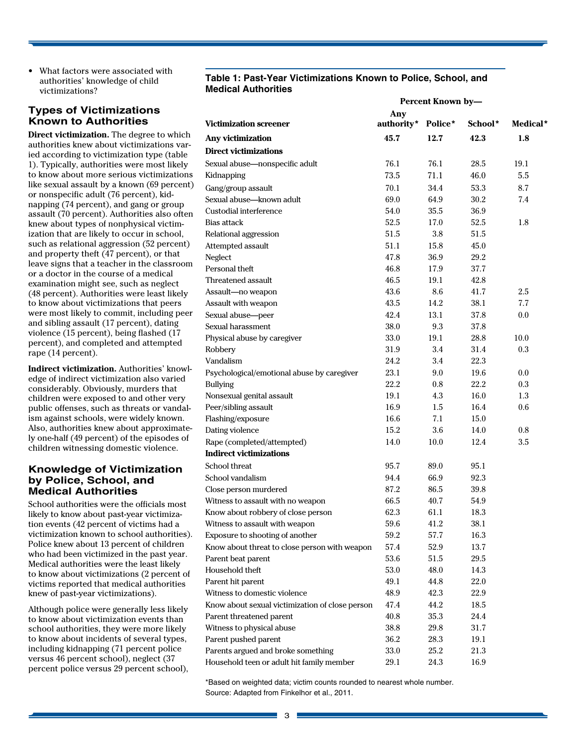- What factors were associated with authorities' knowledge of child victimizations?

## Types of Victimizations Known to Authorities

**Direct victimization.** The degree to which authorities knew about victimizations varied according to victimization type (table 1). Typically, authorities were most likely to know about more serious victimizations like sexual assault by a known (69 percent) or nonspecific adult (76 percent), kidnapping (74 percent), and gang or group assault (70 percent). Authorities also often knew about types of nonphysical victimization that are likely to occur in school, such as relational aggression (52 percent) and property theft (47 percent), or that leave signs that a teacher in the classroom or a doctor in the course of a medical examination might see, such as neglect (48 percent). Authorities were least likely to know about victimizations that peers were most likely to commit, including peer and sibling assault (17 percent), dating violence (15 percent), being flashed (17 percent), and completed and attempted rape (14 percent).

**Indirect victimization.** Authorities' knowledge of indirect victimization also varied considerably. Obviously, murders that children were exposed to and other very public offenses, such as threats or vandalism against schools, were widely known. Also, authorities knew about approximately one-half (49 percent) of the episodes of children witnessing domestic violence.

## Knowledge of Victimization by Police, School, and Medical Authorities

School authorities were the officials most likely to know about past-year victimization events (42 percent of victims had a victimization known to school authorities). Police knew about 13 percent of children who had been victimized in the past year. Medical authorities were the least likely to know about victimizations (2 percent of victims reported that medical authorities knew of past-year victimizations).

Although police were generally less likely to know about victimization events than school authorities, they were more likely to know about incidents of several types, including kidnapping (71 percent police versus 46 percent school), neglect (37 percent police versus 29 percent school),

**Table 1: Past-Year Victimizations Known to Police, School, and Medical Authorities**

| | Percent Known by— | | | |
|---|---|---|---|---|
| **Victimization screener** | **Any authority*** | **Police*** | **School*** | **Medical*** |
| **Any victimization** | **45.7** | **12.7** | **42.3** | **1.8** |
| **Direct victimizations** | | | | |
| Sexual abuse—nonspecific adult | 76.1 | 76.1 | 28.5 | 19.1 |
| Kidnapping | 73.5 | 71.1 | 46.0 | 5.5 |
| Gang/group assault | 70.1 | 34.4 | 53.3 | 8.7 |
| Sexual abuse—known adult | 69.0 | 64.9 | 30.2 | 7.4 |
| Custodial interference | 54.0 | 35.5 | 36.9 | |
| Bias attack | 52.5 | 17.0 | 52.5 | 1.8 |
| Relational aggression | 51.5 | 3.8 | 51.5 | |
| Attempted assault | 51.1 | 15.8 | 45.0 | |
| Neglect | 47.8 | 36.9 | 29.2 | |
| Personal theft | 46.8 | 17.9 | 37.7 | |
| Threatened assault | 46.5 | 19.1 | 42.8 | |
| Assault—no weapon | 43.6 | 8.6 | 41.7 | 2.5 |
| Assault with weapon | 43.5 | 14.2 | 38.1 | 7.7 |
| Sexual abuse—peer | 42.4 | 13.1 | 37.8 | 0.0 |
| Sexual harassment | 38.0 | 9.3 | 37.8 | |
| Physical abuse by caregiver | 33.0 | 19.1 | 28.8 | 10.0 |
| Robbery | 31.9 | 3.4 | 31.4 | 0.3 |
| Vandalism | 24.2 | 3.4 | 22.3 | |
| Psychological/emotional abuse by caregiver | 23.1 | 9.0 | 19.6 | 0.0 |
| Bullying | 22.2 | 0.8 | 22.2 | 0.3 |
| Nonsexual genital assault | 19.1 | 4.3 | 16.0 | 1.3 |
| Peer/sibling assault | 16.9 | 1.5 | 16.4 | 0.6 |
| Flashing/exposure | 16.6 | 7.1 | 15.0 | |
| Dating violence | 15.2 | 3.6 | 14.0 | 0.8 |
| Rape (completed/attempted) | 14.0 | 10.0 | 12.4 | 3.5 |
| **Indirect victimizations** | | | | |
| School threat | 95.7 | 89.0 | 95.1 | |
| School vandalism | 94.4 | 66.9 | 92.3 | |
| Close person murdered | 87.2 | 86.5 | 39.8 | |
| Witness to assault with no weapon | 66.5 | 40.7 | 54.9 | |
| Know about robbery of close person | 62.3 | 61.1 | 18.3 | |
| Witness to assault with weapon | 59.6 | 41.2 | 38.1 | |
| Exposure to shooting of another | 59.2 | 57.7 | 16.3 | |
| Know about threat to close person with weapon | 57.4 | 52.9 | 13.7 | |
| Parent beat parent | 53.6 | 51.5 | 29.5 | |
| Household theft | 53.0 | 48.0 | 14.3 | |
| Parent hit parent | 49.1 | 44.8 | 22.0 | |
| Witness to domestic violence | 48.9 | 42.3 | 22.9 | |
| Know about sexual victimization of close person | 47.4 | 44.2 | 18.5 | |
| Parent threatened parent | 40.8 | 35.3 | 24.4 | |
| Witness to physical abuse | 38.8 | 29.8 | 31.7 | |
| Parent pushed parent | 36.2 | 28.3 | 19.1 | |
| Parents argued and broke something | 33.0 | 25.2 | 21.3 | |
| Household teen or adult hit family member | 29.1 | 24.3 | 16.9 | |

*Based on weighted data; victim counts rounded to nearest whole number.
Source: Adapted from Finkelhor et al., 2011.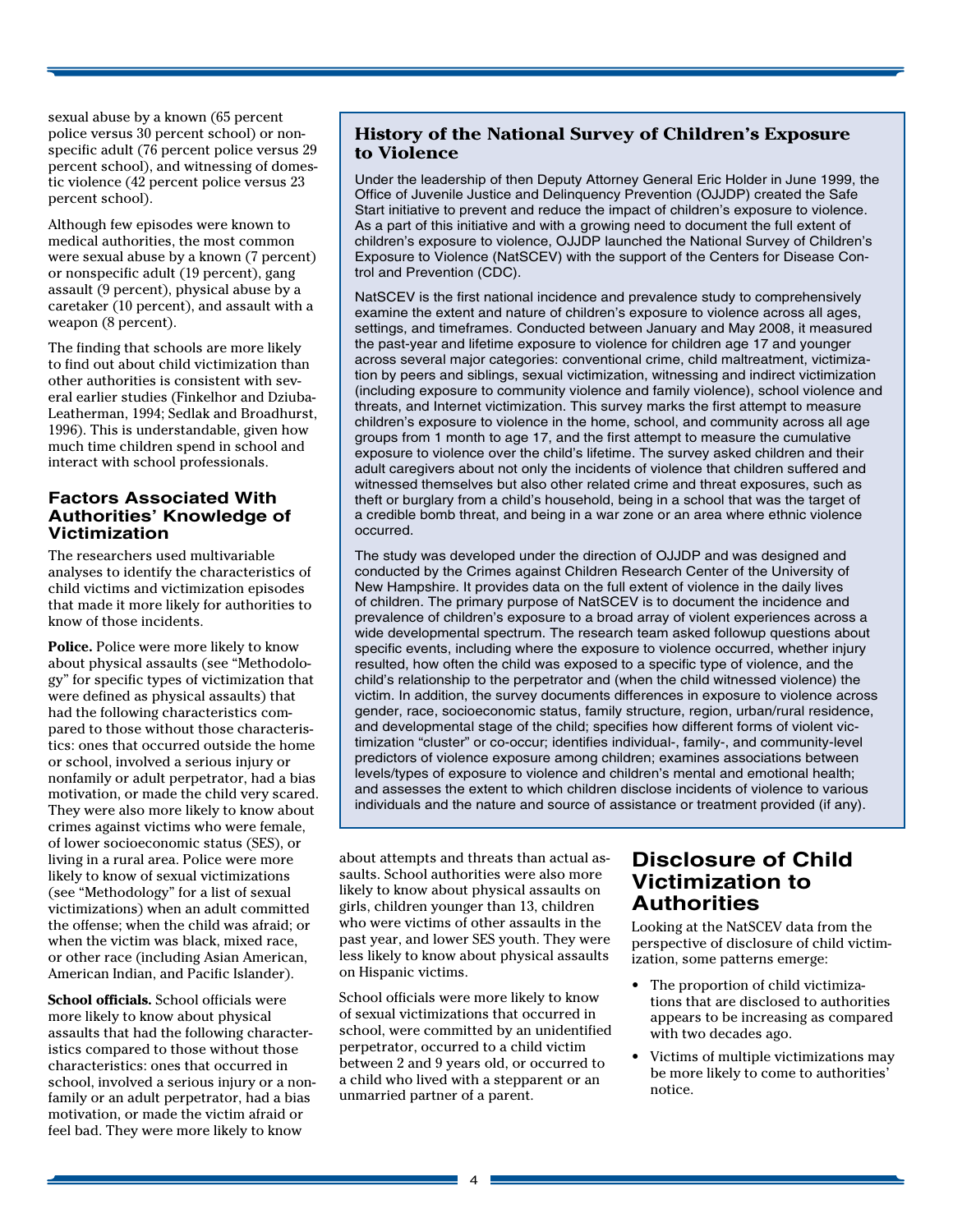sexual abuse by a known (65 percent police versus 30 percent school) or nonspecific adult (76 percent police versus 29 percent school), and witnessing of domestic violence (42 percent police versus 23 percent school).

Although few episodes were known to medical authorities, the most common were sexual abuse by a known (7 percent) or nonspecific adult (19 percent), gang assault (9 percent), physical abuse by a caretaker (10 percent), and assault with a weapon (8 percent).

The finding that schools are more likely to find out about child victimization than other authorities is consistent with several earlier studies (Finkelhor and Dziuba-Leatherman, 1994; Sedlak and Broadhurst, 1996). This is understandable, given how much time children spend in school and interact with school professionals.

## Factors Associated With Authorities' Knowledge of Victimization

The researchers used multivariable analyses to identify the characteristics of child victims and victimization episodes that made it more likely for authorities to know of those incidents.

**Police.** Police were more likely to know about physical assaults (see "Methodology" for specific types of victimization that were defined as physical assaults) that had the following characteristics compared to those without those characteristics: ones that occurred outside the home or school, involved a serious injury or nonfamily or adult perpetrator, had a bias motivation, or made the child very scared. They were also more likely to know about crimes against victims who were female, of lower socioeconomic status (SES), or living in a rural area. Police were more likely to know of sexual victimizations (see "Methodology" for a list of sexual victimizations) when an adult committed the offense; when the child was afraid; or when the victim was black, mixed race, or other race (including Asian American, American Indian, and Pacific Islander).

**School officials.** School officials were more likely to know about physical assaults that had the following characteristics compared to those without those characteristics: ones that occurred in school, involved a serious injury or a nonfamily or an adult perpetrator, had a bias motivation, or made the victim afraid or feel bad. They were more likely to know about attempts and threats than actual assaults. School authorities were also more likely to know about physical assaults on girls, children younger than 13, children who were victims of other assaults in the past year, and lower SES youth. They were less likely to know about physical assaults on Hispanic victims.

School officials were more likely to know of sexual victimizations that occurred in school, were committed by an unidentified perpetrator, occurred to a child victim between 2 and 9 years old, or occurred to a child who lived with a stepparent or an unmarried partner of a parent.

### History of the National Survey of Children's Exposure to Violence

Under the leadership of then Deputy Attorney General Eric Holder in June 1999, the Office of Juvenile Justice and Delinquency Prevention (OJJDP) created the Safe Start initiative to prevent and reduce the impact of children's exposure to violence. As a part of this initiative and with a growing need to document the full extent of children's exposure to violence, OJJDP launched the National Survey of Children's Exposure to Violence (NatSCEV) with the support of the Centers for Disease Control and Prevention (CDC).

NatSCEV is the first national incidence and prevalence study to comprehensively examine the extent and nature of children's exposure to violence across all ages, settings, and timeframes. Conducted between January and May 2008, it measured the past-year and lifetime exposure to violence for children age 17 and younger across several major categories: conventional crime, child maltreatment, victimization by peers and siblings, sexual victimization, witnessing and indirect victimization (including exposure to community violence and family violence), school violence and threats, and Internet victimization. This survey marks the first attempt to measure children's exposure to violence in the home, school, and community across all age groups from 1 month to age 17, and the first attempt to measure the cumulative exposure to violence over the child's lifetime. The survey asked children and their adult caregivers about not only the incidents of violence that children suffered and witnessed themselves but also other related crime and threat exposures, such as theft or burglary from a child's household, being in a school that was the target of a credible bomb threat, and being in a war zone or an area where ethnic violence occurred.

The study was developed under the direction of OJJDP and was designed and conducted by the Crimes against Children Research Center of the University of New Hampshire. It provides data on the full extent of violence in the daily lives of children. The primary purpose of NatSCEV is to document the incidence and prevalence of children's exposure to a broad array of violent experiences across a wide developmental spectrum. The research team asked followup questions about specific events, including where the exposure to violence occurred, whether injury resulted, how often the child was exposed to a specific type of violence, and the child's relationship to the perpetrator and (when the child witnessed violence) the victim. In addition, the survey documents differences in exposure to violence across gender, race, socioeconomic status, family structure, region, urban/rural residence, and developmental stage of the child; specifies how different forms of violent victimization "cluster" or co-occur; identifies individual-, family-, and community-level predictors of violence exposure among children; examines associations between levels/types of exposure to violence and children's mental and emotional health; and assesses the extent to which children disclose incidents of violence to various individuals and the nature and source of assistance or treatment provided (if any).

## Disclosure of Child Victimization to Authorities

Looking at the NatSCEV data from the perspective of disclosure of child victimization, some patterns emerge:

- The proportion of child victimizations that are disclosed to authorities appears to be increasing as compared with two decades ago.
- Victims of multiple victimizations may be more likely to come to authorities' notice.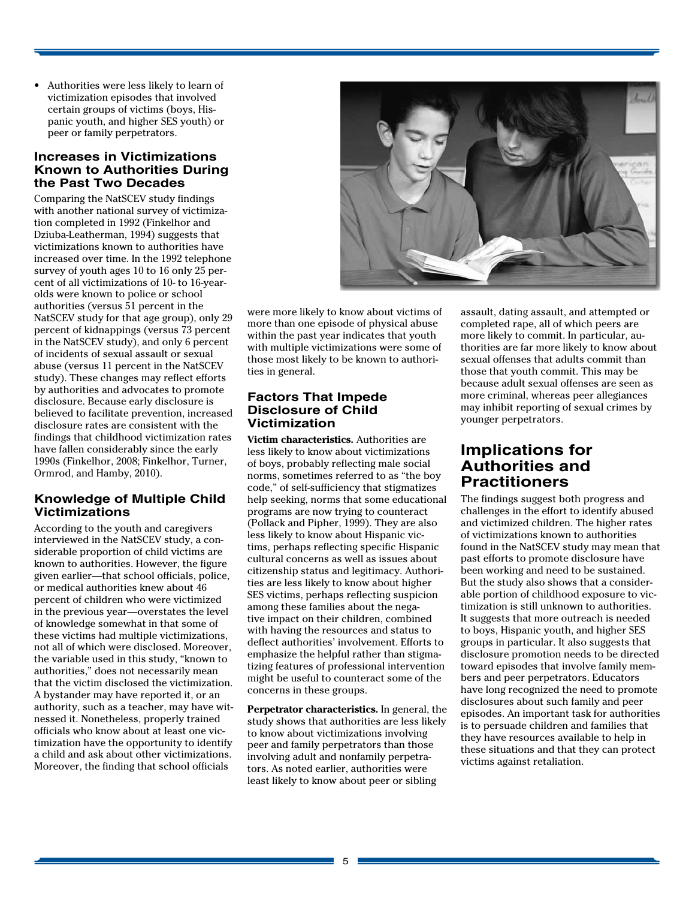- Authorities were less likely to learn of victimization episodes that involved certain groups of victims (boys, Hispanic youth, and higher SES youth) or peer or family perpetrators.

### Increases in Victimizations Known to Authorities During the Past Two Decades

Comparing the NatSCEV study findings with another national survey of victimization completed in 1992 (Finkelhor and Dziuba-Leatherman, 1994) suggests that victimizations known to authorities have increased over time. In the 1992 telephone survey of youth ages 10 to 16 only 25 percent of all victimizations of 10- to 16-year-olds were known to police or school authorities (versus 51 percent in the NatSCEV study for that age group), only 29 percent of kidnappings (versus 73 percent in the NatSCEV study), and only 6 percent of incidents of sexual assault or sexual abuse (versus 11 percent in the NatSCEV study). These changes may reflect efforts by authorities and advocates to promote disclosure. Because early disclosure is believed to facilitate prevention, increased disclosure rates are consistent with the findings that childhood victimization rates have fallen considerably since the early 1990s (Finkelhor, 2008; Finkelhor, Turner, Ormrod, and Hamby, 2010).

### Knowledge of Multiple Child Victimizations

According to the youth and caregivers interviewed in the NatSCEV study, a considerable proportion of child victims are known to authorities. However, the figure given earlier—that school officials, police, or medical authorities knew about 46 percent of children who were victimized in the previous year—overstates the level of knowledge somewhat in that some of these victims had multiple victimizations, not all of which were disclosed. Moreover, the variable used in this study, "known to authorities," does not necessarily mean that the victim disclosed the victimization. A bystander may have reported it, or an authority, such as a teacher, may have witnessed it. Nonetheless, properly trained officials who know about at least one victimization have the opportunity to identify a child and ask about other victimizations. Moreover, the finding that school officials were more likely to know about victims of more than one episode of physical abuse within the past year indicates that youth with multiple victimizations were some of those most likely to be known to authorities in general.

### Factors That Impede Disclosure of Child Victimization

**Victim characteristics.** Authorities are less likely to know about victimizations of boys, probably reflecting male social norms, sometimes referred to as "the boy code," of self-sufficiency that stigmatizes help seeking, norms that some educational programs are now trying to counteract (Pollack and Pipher, 1999). They are also less likely to know about Hispanic victims, perhaps reflecting specific Hispanic cultural concerns as well as issues about citizenship status and legitimacy. Authorities are less likely to know about higher SES victims, perhaps reflecting suspicion among these families about the negative impact on their children, combined with having the resources and status to deflect authorities' involvement. Efforts to emphasize the helpful rather than stigmatizing features of professional intervention might be useful to counteract some of the concerns in these groups.

**Perpetrator characteristics.** In general, the study shows that authorities are less likely to know about victimizations involving peer and family perpetrators than those involving adult and nonfamily perpetrators. As noted earlier, authorities were least likely to know about peer or sibling assault, dating assault, and attempted or completed rape, all of which peers are more likely to commit. In particular, authorities are far more likely to know about sexual offenses that adults commit than those that youth commit. This may be because adult sexual offenses are seen as more criminal, whereas peer allegiances may inhibit reporting of sexual crimes by younger perpetrators.

## Implications for Authorities and Practitioners

The findings suggest both progress and challenges in the effort to identify abused and victimized children. The higher rates of victimizations known to authorities found in the NatSCEV study may mean that past efforts to promote disclosure have been working and need to be sustained. But the study also shows that a considerable portion of childhood exposure to victimization is still unknown to authorities. It suggests that more outreach is needed to boys, Hispanic youth, and higher SES groups in particular. It also suggests that disclosure promotion needs to be directed toward episodes that involve family members and peer perpetrators. Educators have long recognized the need to promote disclosures about such family and peer episodes. An important task for authorities is to persuade children and families that they have resources available to help in these situations and that they can protect victims against retaliation.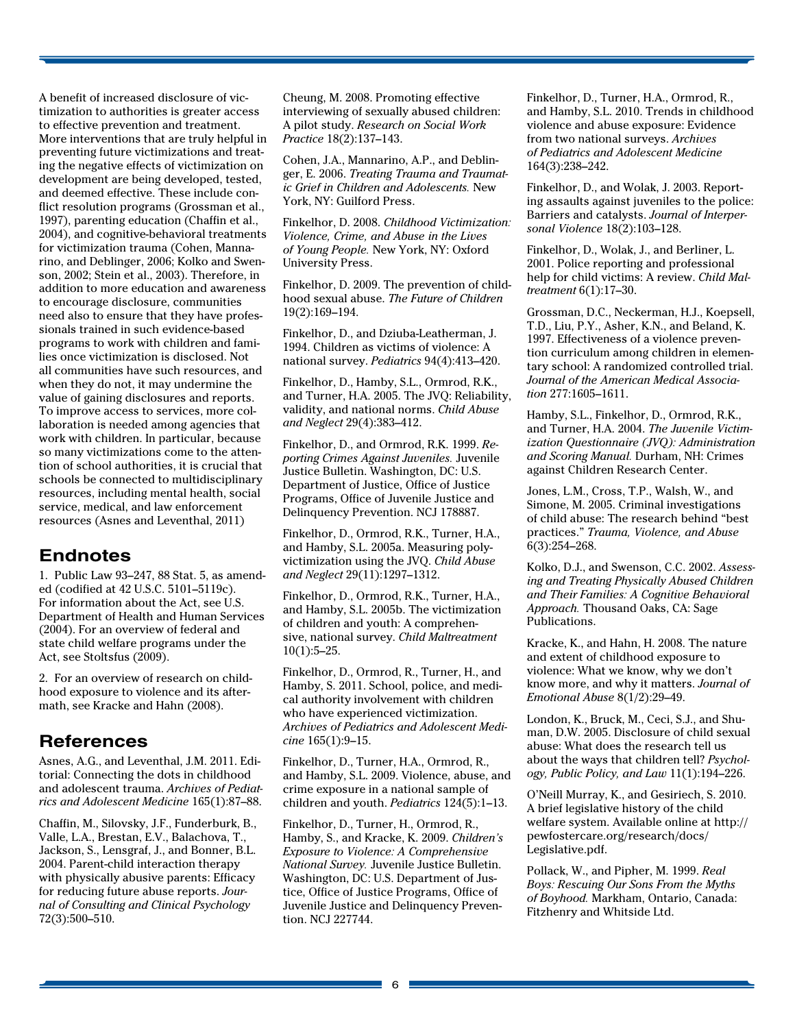A benefit of increased disclosure of victimization to authorities is greater access to effective prevention and treatment. More interventions that are truly helpful in preventing future victimizations and treating the negative effects of victimization on development are being developed, tested, and deemed effective. These include conflict resolution programs (Grossman et al., 1997), parenting education (Chaffin et al., 2004), and cognitive-behavioral treatments for victimization trauma (Cohen, Mannarino, and Deblinger, 2006; Kolko and Swenson, 2002; Stein et al., 2003). Therefore, in addition to more education and awareness to encourage disclosure, communities need also to ensure that they have professionals trained in such evidence-based programs to work with children and families once victimization is disclosed. Not all communities have such resources, and when they do not, it may undermine the value of gaining disclosures and reports. To improve access to services, more collaboration is needed among agencies that work with children. In particular, because so many victimizations come to the attention of school authorities, it is crucial that schools be connected to multidisciplinary resources, including mental health, social service, medical, and law enforcement resources (Asnes and Leventhal, 2011)

## Endnotes

1. Public Law 93–247, 88 Stat. 5, as amended (codified at 42 U.S.C. 5101–5119c). For information about the Act, see U.S. Department of Health and Human Services (2004). For an overview of federal and state child welfare programs under the Act, see Stoltsfus (2009).

2. For an overview of research on childhood exposure to violence and its aftermath, see Kracke and Hahn (2008).

## References

Asnes, A.G., and Leventhal, J.M. 2011. Editorial: Connecting the dots in childhood and adolescent trauma. *Archives of Pediatrics and Adolescent Medicine* 165(1):87–88.

Chaffin, M., Silovsky, J.F., Funderburk, B., Valle, L.A., Brestan, E.V., Balachova, T., Jackson, S., Lensgraf, J., and Bonner, B.L. 2004. Parent-child interaction therapy with physically abusive parents: Efficacy for reducing future abuse reports. *Journal of Consulting and Clinical Psychology* 72(3):500–510.

Cheung, M. 2008. Promoting effective interviewing of sexually abused children: A pilot study. *Research on Social Work Practice* 18(2):137–143.

Cohen, J.A., Mannarino, A.P., and Deblinger, E. 2006. *Treating Trauma and Traumatic Grief in Children and Adolescents.* New York, NY: Guilford Press.

Finkelhor, D. 2008. *Childhood Victimization: Violence, Crime, and Abuse in the Lives of Young People.* New York, NY: Oxford University Press.

Finkelhor, D. 2009. The prevention of childhood sexual abuse. *The Future of Children* 19(2):169–194.

Finkelhor, D., and Dziuba-Leatherman, J. 1994. Children as victims of violence: A national survey. *Pediatrics* 94(4):413–420.

Finkelhor, D., Hamby, S.L., Ormrod, R.K., and Turner, H.A. 2005. The JVQ: Reliability, validity, and national norms. *Child Abuse and Neglect* 29(4):383–412.

Finkelhor, D., and Ormrod, R.K. 1999. *Reporting Crimes Against Juveniles.* Juvenile Justice Bulletin. Washington, DC: U.S. Department of Justice, Office of Justice Programs, Office of Juvenile Justice and Delinquency Prevention. NCJ 178887.

Finkelhor, D., Ormrod, R.K., Turner, H.A., and Hamby, S.L. 2005a. Measuring polyvictimization using the JVQ. *Child Abuse and Neglect* 29(11):1297–1312.

Finkelhor, D., Ormrod, R.K., Turner, H.A., and Hamby, S.L. 2005b. The victimization of children and youth: A comprehensive, national survey. *Child Maltreatment* 10(1):5–25.

Finkelhor, D., Ormrod, R., Turner, H., and Hamby, S. 2011. School, police, and medical authority involvement with children who have experienced victimization. *Archives of Pediatrics and Adolescent Medicine* 165(1):9–15.

Finkelhor, D., Turner, H.A., Ormrod, R., and Hamby, S.L. 2009. Violence, abuse, and crime exposure in a national sample of children and youth. *Pediatrics* 124(5):1–13.

Finkelhor, D., Turner, H., Ormrod, R., Hamby, S., and Kracke, K. 2009. *Children's Exposure to Violence: A Comprehensive National Survey.* Juvenile Justice Bulletin. Washington, DC: U.S. Department of Justice, Office of Justice Programs, Office of Juvenile Justice and Delinquency Prevention. NCJ 227744.

Finkelhor, D., Turner, H.A., Ormrod, R., and Hamby, S.L. 2010. Trends in childhood violence and abuse exposure: Evidence from two national surveys. *Archives of Pediatrics and Adolescent Medicine* 164(3):238–242.

Finkelhor, D., and Wolak, J. 2003. Reporting assaults against juveniles to the police: Barriers and catalysts. *Journal of Interpersonal Violence* 18(2):103–128.

Finkelhor, D., Wolak, J., and Berliner, L. 2001. Police reporting and professional help for child victims: A review. *Child Maltreatment* 6(1):17–30.

Grossman, D.C., Neckerman, H.J., Koepsell, T.D., Liu, P.Y., Asher, K.N., and Beland, K. 1997. Effectiveness of a violence prevention curriculum among children in elementary school: A randomized controlled trial. *Journal of the American Medical Association* 277:1605–1611.

Hamby, S.L., Finkelhor, D., Ormrod, R.K., and Turner, H.A. 2004. *The Juvenile Victimization Questionnaire (JVQ): Administration and Scoring Manual.* Durham, NH: Crimes against Children Research Center.

Jones, L.M., Cross, T.P., Walsh, W., and Simone, M. 2005. Criminal investigations of child abuse: The research behind "best practices." *Trauma, Violence, and Abuse* 6(3):254–268.

Kolko, D.J., and Swenson, C.C. 2002. *Assessing and Treating Physically Abused Children and Their Families: A Cognitive Behavioral Approach.* Thousand Oaks, CA: Sage Publications.

Kracke, K., and Hahn, H. 2008. The nature and extent of childhood exposure to violence: What we know, why we don't know more, and why it matters. *Journal of Emotional Abuse* 8(1/2):29–49.

London, K., Bruck, M., Ceci, S.J., and Shuman, D.W. 2005. Disclosure of child sexual abuse: What does the research tell us about the ways that children tell? *Psychology, Public Policy, and Law* 11(1):194–226.

O'Neill Murray, K., and Gesiriech, S. 2010. A brief legislative history of the child welfare system. Available online at http://pewfostercare.org/research/docs/Legislative.pdf.

Pollack, W., and Pipher, M. 1999. *Real Boys: Rescuing Our Sons From the Myths of Boyhood.* Markham, Ontario, Canada: Fitzhenry and Whitside Ltd.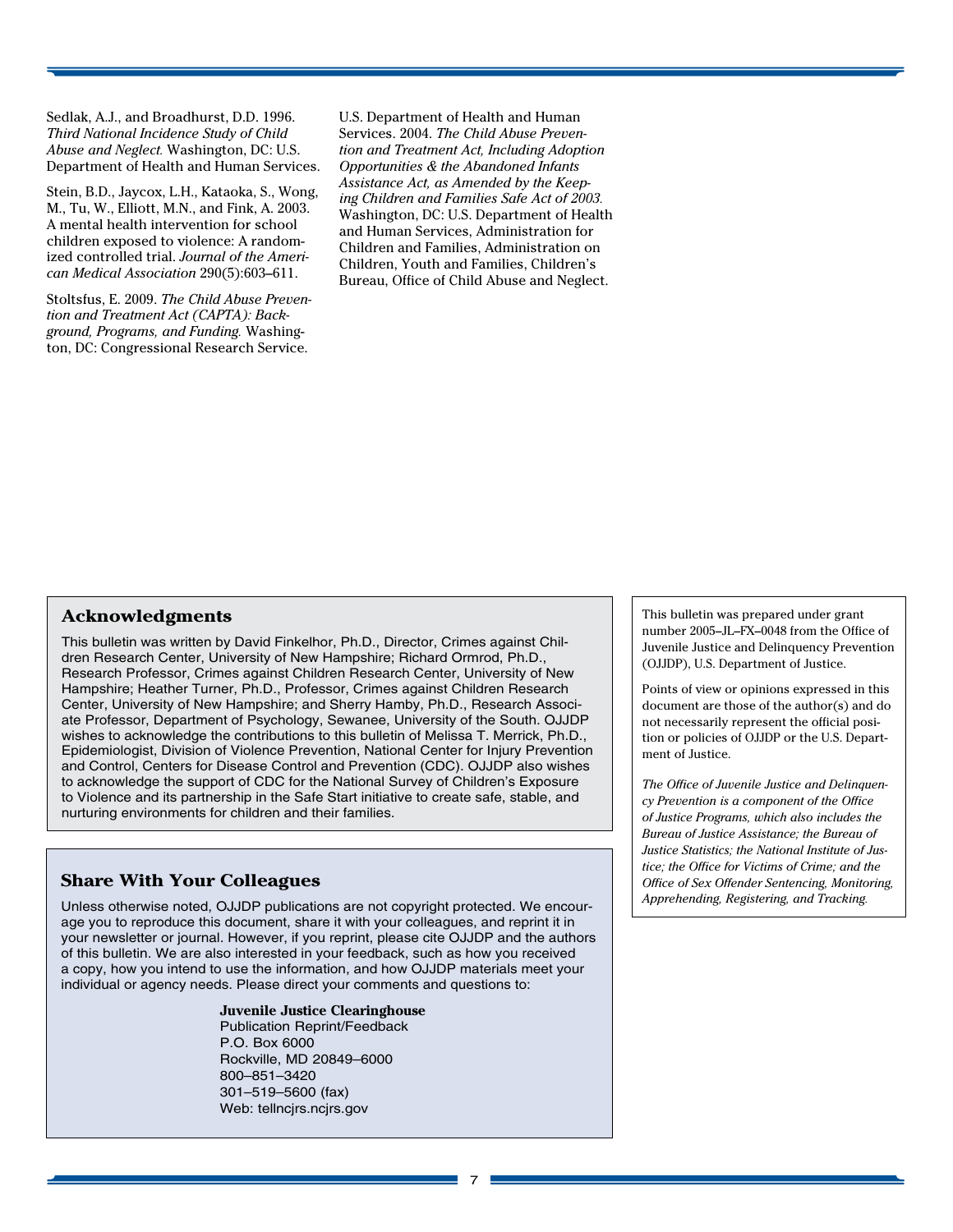Sedlak, A.J., and Broadhurst, D.D. 1996. *Third National Incidence Study of Child Abuse and Neglect.* Washington, DC: U.S. Department of Health and Human Services.

Stein, B.D., Jaycox, L.H., Kataoka, S., Wong, M., Tu, W., Elliott, M.N., and Fink, A. 2003. A mental health intervention for school children exposed to violence: A randomized controlled trial. *Journal of the American Medical Association* 290(5):603–611.

Stoltsfus, E. 2009. *The Child Abuse Prevention and Treatment Act (CAPTA): Background, Programs, and Funding.* Washington, DC: Congressional Research Service.

U.S. Department of Health and Human Services. 2004. *The Child Abuse Prevention and Treatment Act, Including Adoption Opportunities & the Abandoned Infants Assistance Act, as Amended by the Keeping Children and Families Safe Act of 2003.* Washington, DC: U.S. Department of Health and Human Services, Administration for Children and Families, Administration on Children, Youth and Families, Children's Bureau, Office of Child Abuse and Neglect.

## Acknowledgments

This bulletin was written by David Finkelhor, Ph.D., Director, Crimes against Children Research Center, University of New Hampshire; Richard Ormrod, Ph.D., Research Professor, Crimes against Children Research Center, University of New Hampshire; Heather Turner, Ph.D., Professor, Crimes against Children Research Center, University of New Hampshire; and Sherry Hamby, Ph.D., Research Associate Professor, Department of Psychology, Sewanee, University of the South. OJJDP wishes to acknowledge the contributions to this bulletin of Melissa T. Merrick, Ph.D., Epidemiologist, Division of Violence Prevention, National Center for Injury Prevention and Control, Centers for Disease Control and Prevention (CDC). OJJDP also wishes to acknowledge the support of CDC for the National Survey of Children's Exposure to Violence and its partnership in the Safe Start initiative to create safe, stable, and nurturing environments for children and their families.

## Share With Your Colleagues

Unless otherwise noted, OJJDP publications are not copyright protected. We encourage you to reproduce this document, share it with your colleagues, and reprint it in your newsletter or journal. However, if you reprint, please cite OJJDP and the authors of this bulletin. We are also interested in your feedback, such as how you received a copy, how you intend to use the information, and how OJJDP materials meet your individual or agency needs. Please direct your comments and questions to:

**Juvenile Justice Clearinghouse**
Publication Reprint/Feedback
P.O. Box 6000
Rockville, MD 20849–6000
800–851–3420
301–519–5600 (fax)
Web: tellncjrs.ncjrs.gov

This bulletin was prepared under grant number 2005–JL–FX–0048 from the Office of Juvenile Justice and Delinquency Prevention (OJJDP), U.S. Department of Justice.

Points of view or opinions expressed in this document are those of the author(s) and do not necessarily represent the official position or policies of OJJDP or the U.S. Department of Justice.

*The Office of Juvenile Justice and Delinquency Prevention is a component of the Office of Justice Programs, which also includes the Bureau of Justice Assistance; the Bureau of Justice Statistics; the National Institute of Justice; the Office for Victims of Crime; and the Office of Sex Offender Sentencing, Monitoring, Apprehending, Registering, and Tracking.*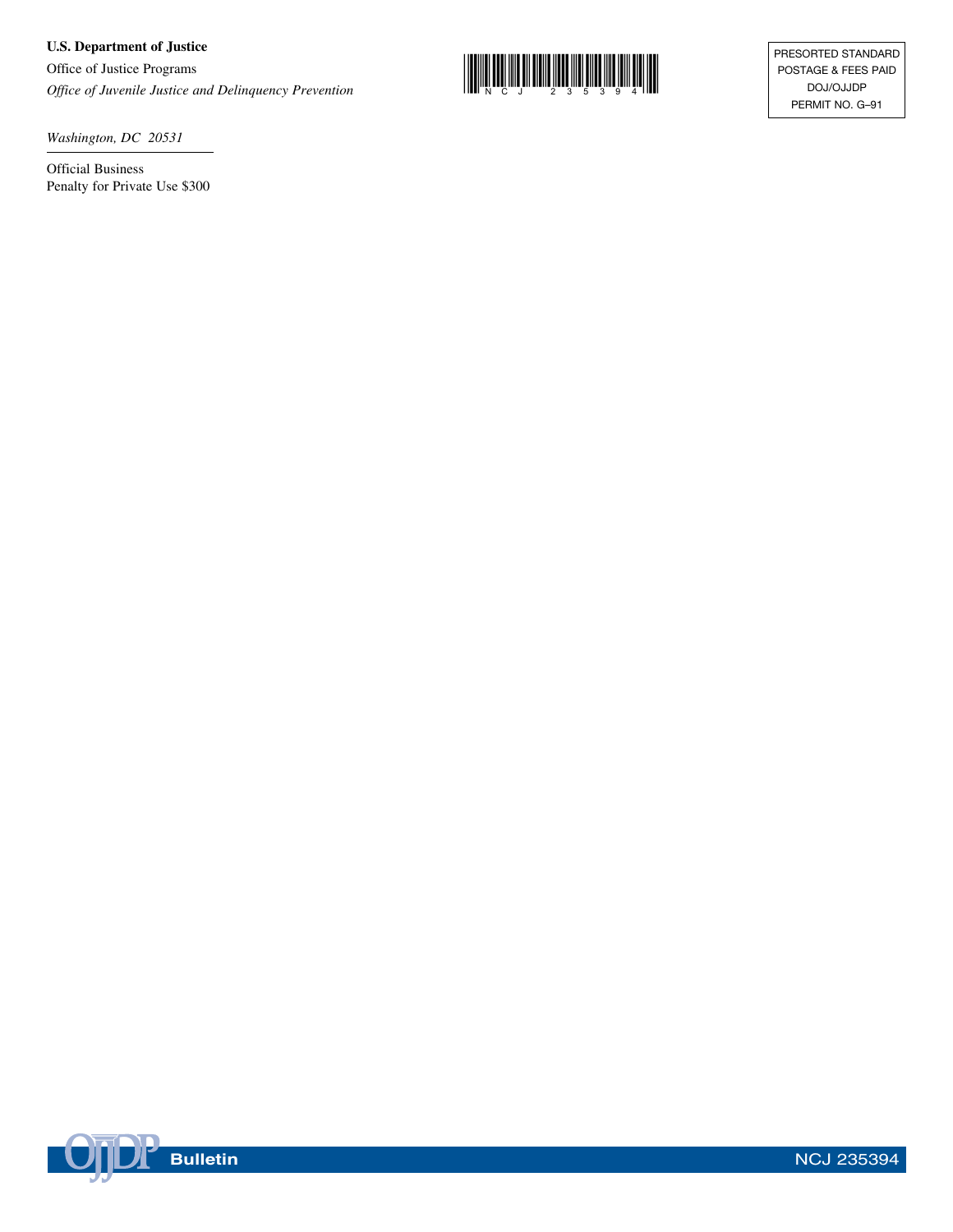**U.S. Department of Justice**

Office of Justice Programs

*Office of Juvenile Justice and Delinquency Prevention*

*Washington, DC 20531*

Official Business
Penalty for Private Use $300

PRESORTED STANDARD
POSTAGE & FEES PAID
DOJ/OJJDP
PERMIT NO. G–91

NCJ 235394

OJJDP **Bulletin** NCJ 235394